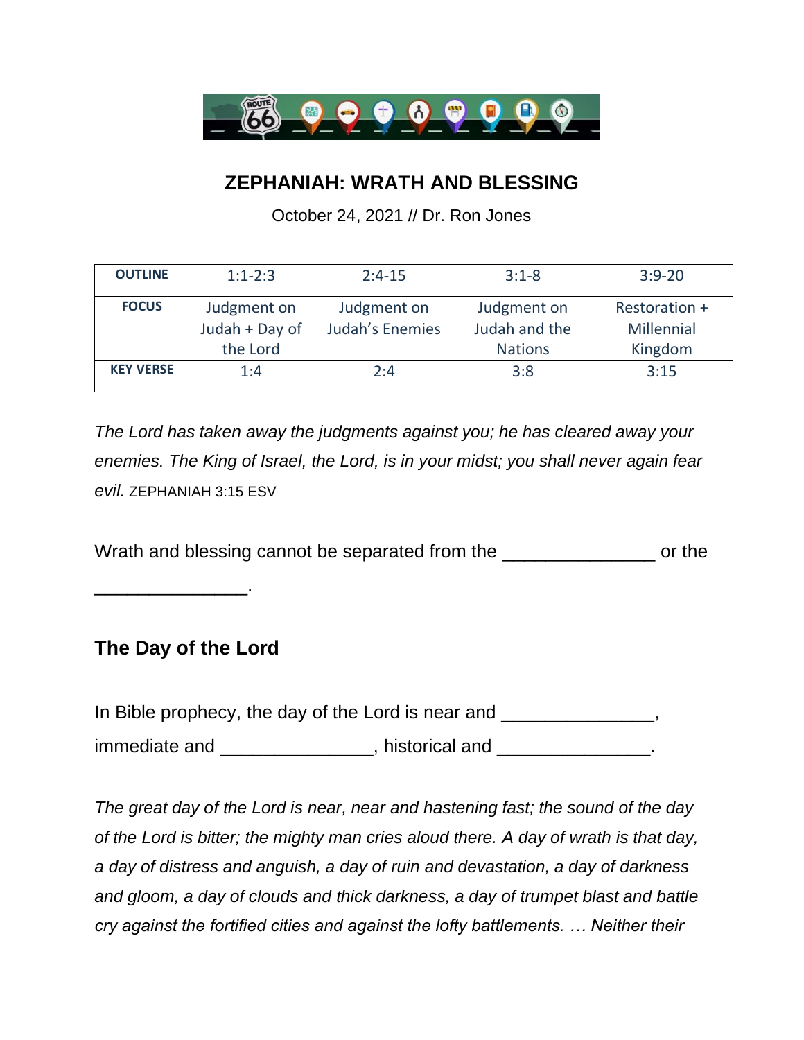# ZEPHANIAH: WRATH AND BLESSING

October 24, 2021 // Dr. Ron Jones

| OUTLINE | 1:1-2:3 | 2:4-15 | 3:1-8 | 3:9-20 |
|---|---|---|---|---|
| FOCUS | Judgment on Judah + Day of the Lord | Judgment on Judah's Enemies | Judgment on Judah and the Nations | Restoration + Millennial Kingdom |
| KEY VERSE | 1:4 | 2:4 | 3:8 | 3:15 |

*The Lord has taken away the judgments against you; he has cleared away your enemies. The King of Israel, the Lord, is in your midst; you shall never again fear evil.* ZEPHANIAH 3:15 ESV

Wrath and blessing cannot be separated from the _______________ or the _______________.

## The Day of the Lord

In Bible prophecy, the day of the Lord is near and _______________, immediate and _______________, historical and _______________.

*The great day of the Lord is near, near and hastening fast; the sound of the day of the Lord is bitter; the mighty man cries aloud there. A day of wrath is that day, a day of distress and anguish, a day of ruin and devastation, a day of darkness and gloom, a day of clouds and thick darkness, a day of trumpet blast and battle cry against the fortified cities and against the lofty battlements. … Neither their*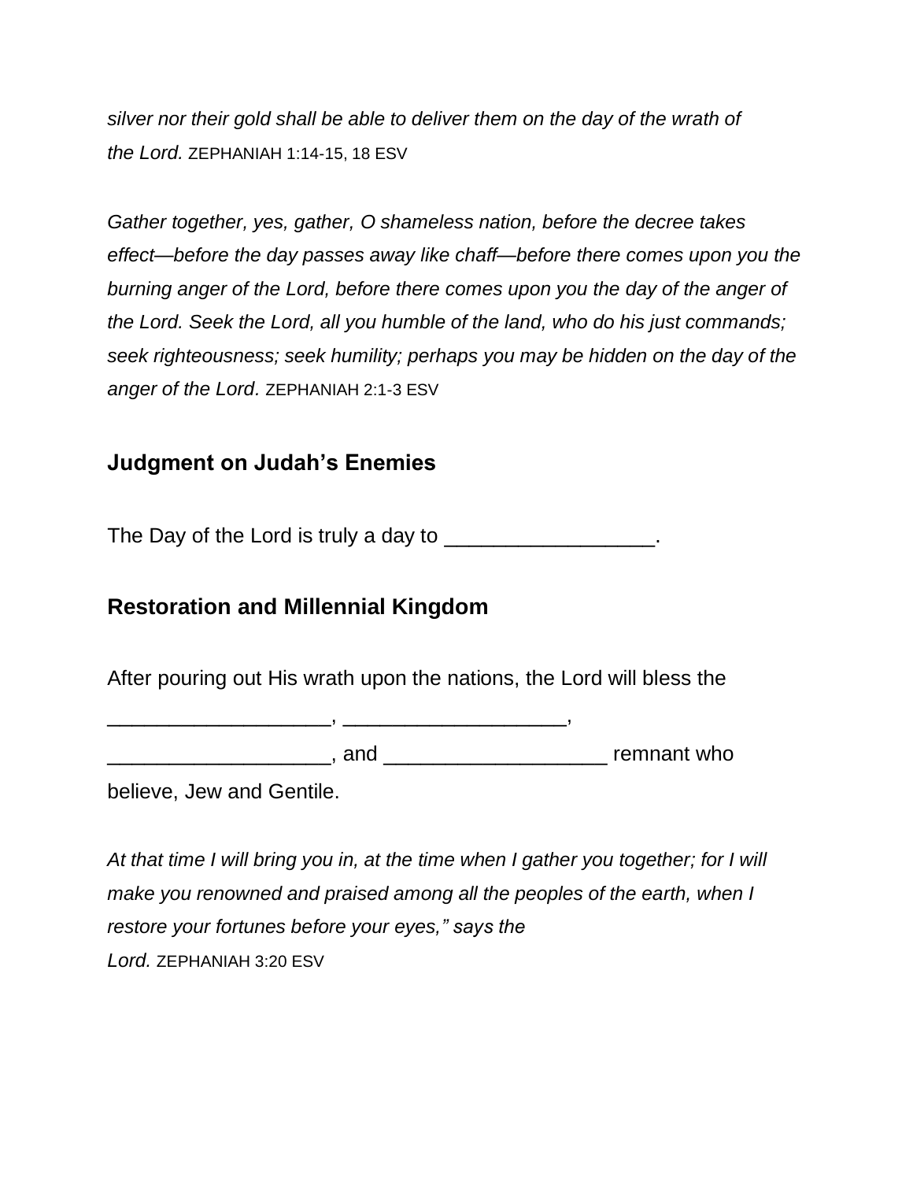*silver nor their gold shall be able to deliver them on the day of the wrath of the Lord.* ZEPHANIAH 1:14-15, 18 ESV

*Gather together, yes, gather, O shameless nation, before the decree takes effect—before the day passes away like chaff—before there comes upon you the burning anger of the Lord, before there comes upon you the day of the anger of the Lord. Seek the Lord, all you humble of the land, who do his just commands; seek righteousness; seek humility; perhaps you may be hidden on the day of the anger of the Lord.* ZEPHANIAH 2:1-3 ESV

### Judgment on Judah's Enemies

The Day of the Lord is truly a day to __________________.

### Restoration and Millennial Kingdom

After pouring out His wrath upon the nations, the Lord will bless the ___________________, ___________________, ___________________, and ___________________ remnant who believe, Jew and Gentile.

*At that time I will bring you in, at the time when I gather you together; for I will make you renowned and praised among all the peoples of the earth, when I restore your fortunes before your eyes," says the Lord.* ZEPHANIAH 3:20 ESV